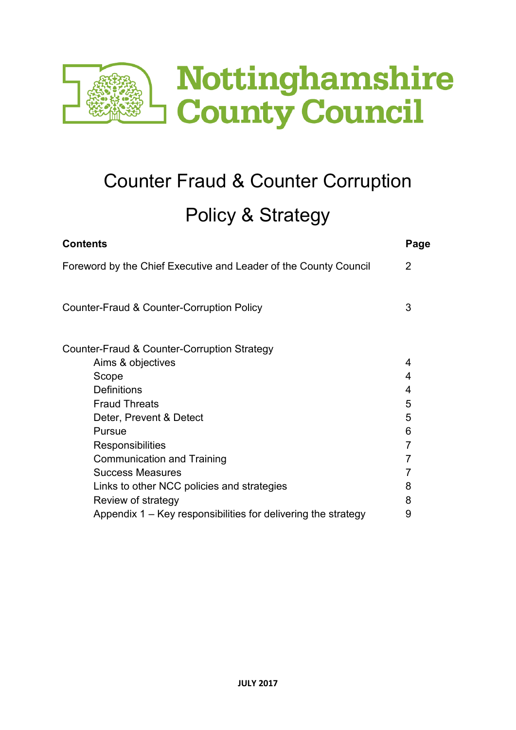Nottinghamshire County Council

# Counter Fraud & Counter Corruption Policy & Strategy

| **Contents** | **Page** |
|---|---|
| Foreword by the Chief Executive and Leader of the County Council | 2 |
| Counter-Fraud & Counter-Corruption Policy | 3 |
| Counter-Fraud & Counter-Corruption Strategy | |
| Aims & objectives | 4 |
| Scope | 4 |
| Definitions | 4 |
| Fraud Threats | 5 |
| Deter, Prevent & Detect | 5 |
| Pursue | 6 |
| Responsibilities | 7 |
| Communication and Training | 7 |
| Success Measures | 7 |
| Links to other NCC policies and strategies | 8 |
| Review of strategy | 8 |
| Appendix 1 – Key responsibilities for delivering the strategy | 9 |

**JULY 2017**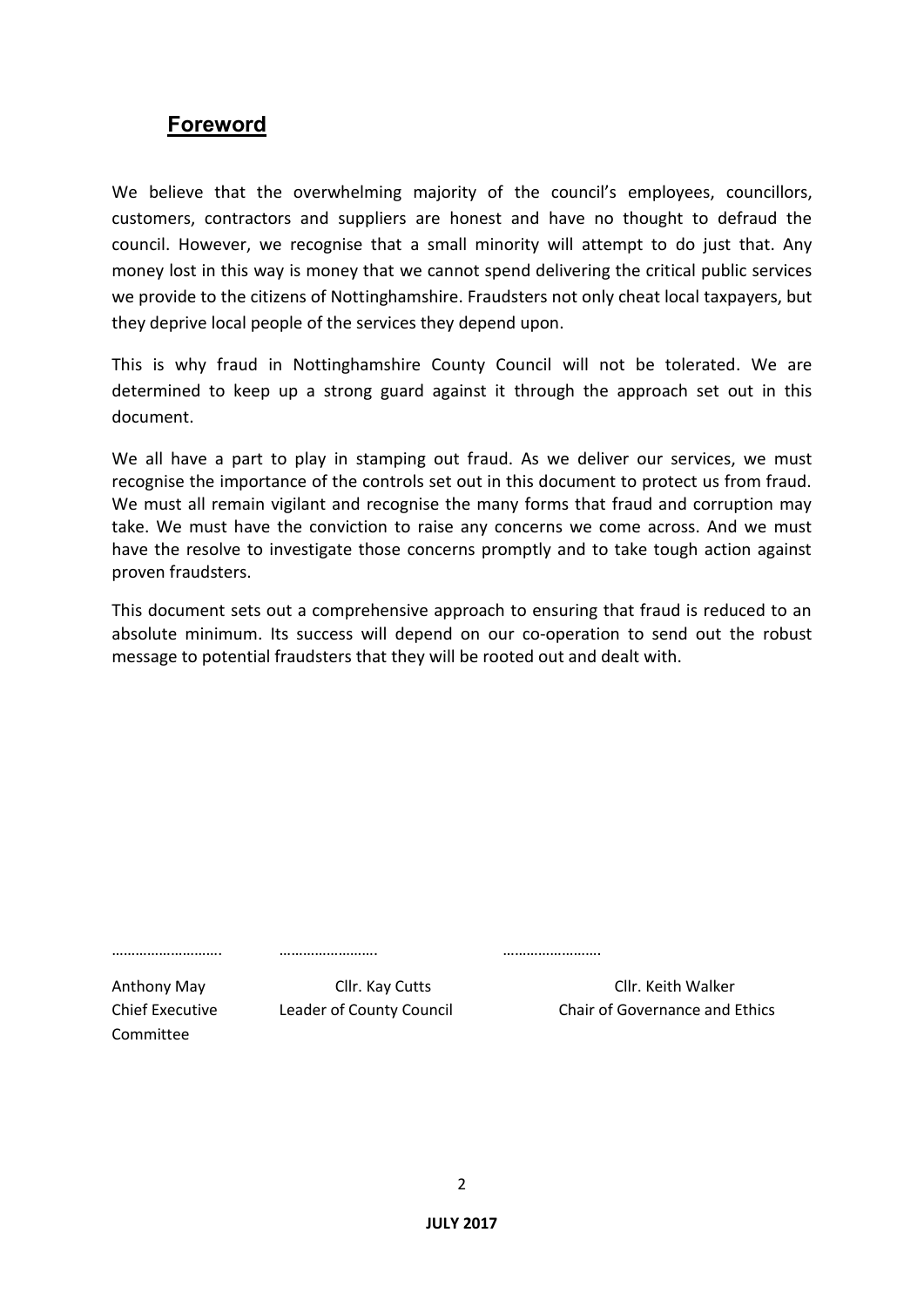## Foreword

We believe that the overwhelming majority of the council's employees, councillors, customers, contractors and suppliers are honest and have no thought to defraud the council. However, we recognise that a small minority will attempt to do just that. Any money lost in this way is money that we cannot spend delivering the critical public services we provide to the citizens of Nottinghamshire. Fraudsters not only cheat local taxpayers, but they deprive local people of the services they depend upon.

This is why fraud in Nottinghamshire County Council will not be tolerated. We are determined to keep up a strong guard against it through the approach set out in this document.

We all have a part to play in stamping out fraud. As we deliver our services, we must recognise the importance of the controls set out in this document to protect us from fraud. We must all remain vigilant and recognise the many forms that fraud and corruption may take. We must have the conviction to raise any concerns we come across. And we must have the resolve to investigate those concerns promptly and to take tough action against proven fraudsters.

This document sets out a comprehensive approach to ensuring that fraud is reduced to an absolute minimum. Its success will depend on our co-operation to send out the robust message to potential fraudsters that they will be rooted out and dealt with.

| ……………………. | ……………………. | ……………………. |
|---|---|---|
| Anthony May<br>Chief Executive | Cllr. Kay Cutts<br>Leader of County Council | Cllr. Keith Walker<br>Chair of Governance and Ethics Committee |

JULY 2017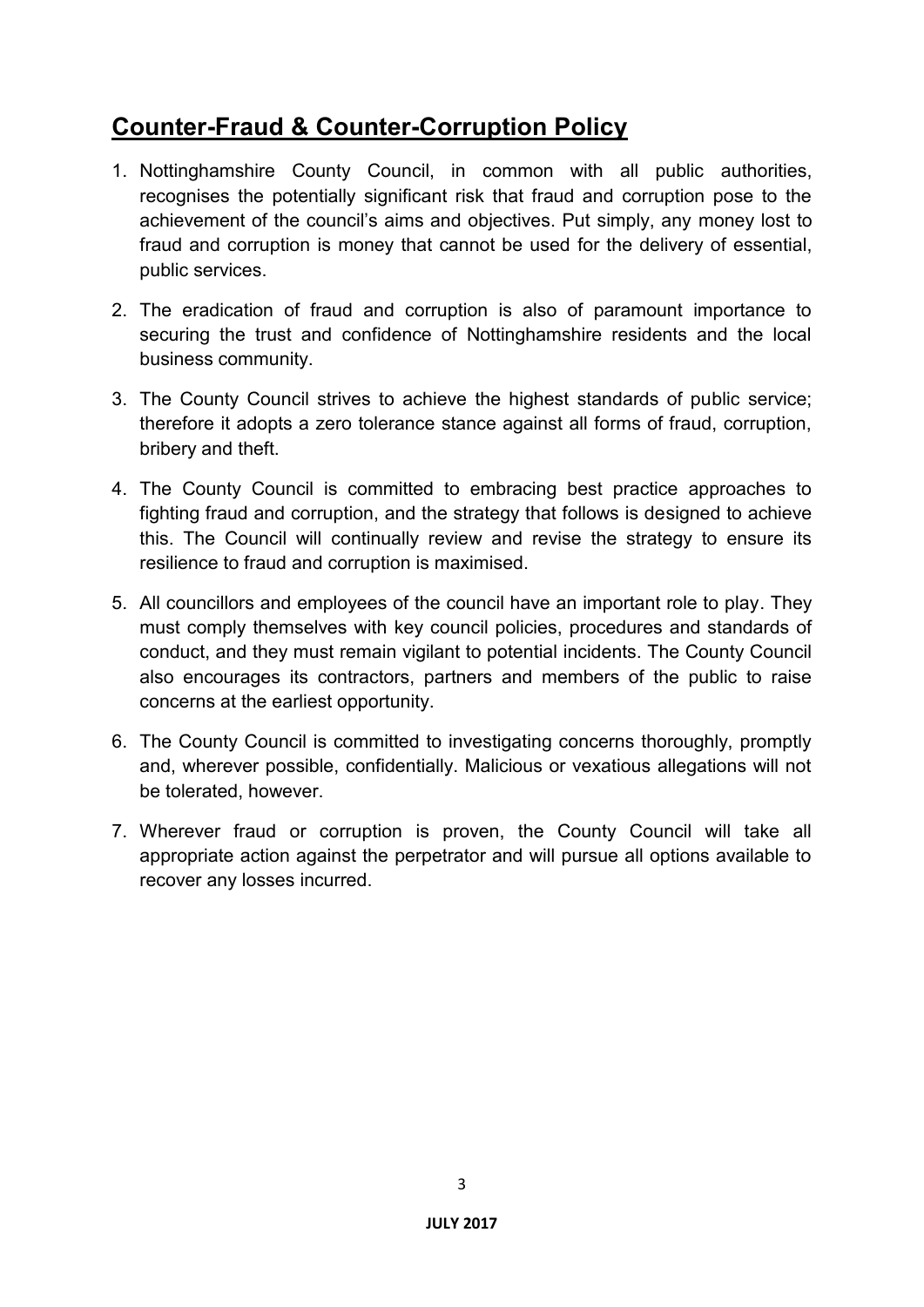## Counter-Fraud & Counter-Corruption Policy

1. Nottinghamshire County Council, in common with all public authorities, recognises the potentially significant risk that fraud and corruption pose to the achievement of the council's aims and objectives. Put simply, any money lost to fraud and corruption is money that cannot be used for the delivery of essential, public services.

2. The eradication of fraud and corruption is also of paramount importance to securing the trust and confidence of Nottinghamshire residents and the local business community.

3. The County Council strives to achieve the highest standards of public service; therefore it adopts a zero tolerance stance against all forms of fraud, corruption, bribery and theft.

4. The County Council is committed to embracing best practice approaches to fighting fraud and corruption, and the strategy that follows is designed to achieve this. The Council will continually review and revise the strategy to ensure its resilience to fraud and corruption is maximised.

5. All councillors and employees of the council have an important role to play. They must comply themselves with key council policies, procedures and standards of conduct, and they must remain vigilant to potential incidents. The County Council also encourages its contractors, partners and members of the public to raise concerns at the earliest opportunity.

6. The County Council is committed to investigating concerns thoroughly, promptly and, wherever possible, confidentially. Malicious or vexatious allegations will not be tolerated, however.

7. Wherever fraud or corruption is proven, the County Council will take all appropriate action against the perpetrator and will pursue all options available to recover any losses incurred.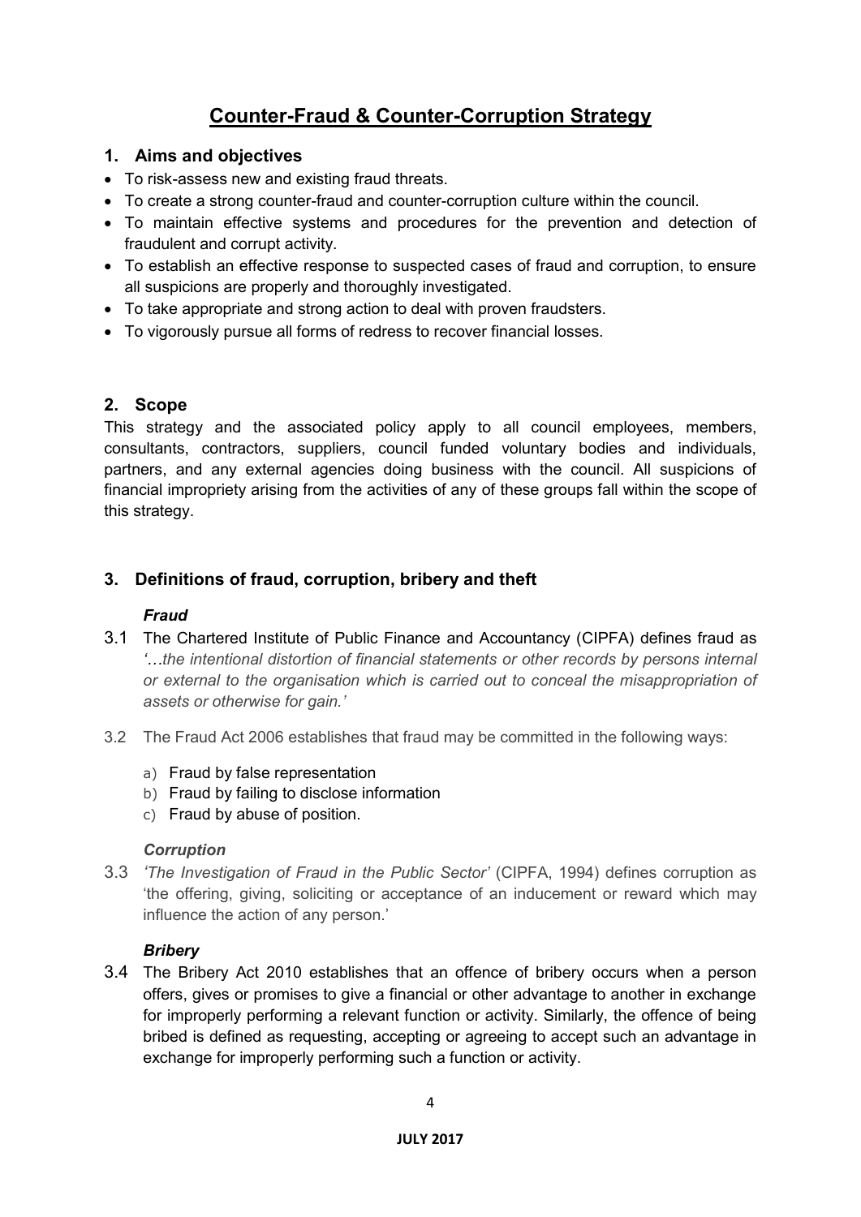# Counter-Fraud & Counter-Corruption Strategy

## 1. Aims and objectives

- To risk-assess new and existing fraud threats.
- To create a strong counter-fraud and counter-corruption culture within the council.
- To maintain effective systems and procedures for the prevention and detection of fraudulent and corrupt activity.
- To establish an effective response to suspected cases of fraud and corruption, to ensure all suspicions are properly and thoroughly investigated.
- To take appropriate and strong action to deal with proven fraudsters.
- To vigorously pursue all forms of redress to recover financial losses.

## 2. Scope

This strategy and the associated policy apply to all council employees, members, consultants, contractors, suppliers, council funded voluntary bodies and individuals, partners, and any external agencies doing business with the council. All suspicions of financial impropriety arising from the activities of any of these groups fall within the scope of this strategy.

## 3. Definitions of fraud, corruption, bribery and theft

### *Fraud*

3.1 The Chartered Institute of Public Finance and Accountancy (CIPFA) defines fraud as *'…the intentional distortion of financial statements or other records by persons internal or external to the organisation which is carried out to conceal the misappropriation of assets or otherwise for gain.'*

3.2 The Fraud Act 2006 establishes that fraud may be committed in the following ways:

a) Fraud by false representation
b) Fraud by failing to disclose information
c) Fraud by abuse of position.

### *Corruption*

3.3 *'The Investigation of Fraud in the Public Sector'* (CIPFA, 1994) defines corruption as 'the offering, giving, soliciting or acceptance of an inducement or reward which may influence the action of any person.'

### *Bribery*

3.4 The Bribery Act 2010 establishes that an offence of bribery occurs when a person offers, gives or promises to give a financial or other advantage to another in exchange for improperly performing a relevant function or activity. Similarly, the offence of being bribed is defined as requesting, accepting or agreeing to accept such an advantage in exchange for improperly performing such a function or activity.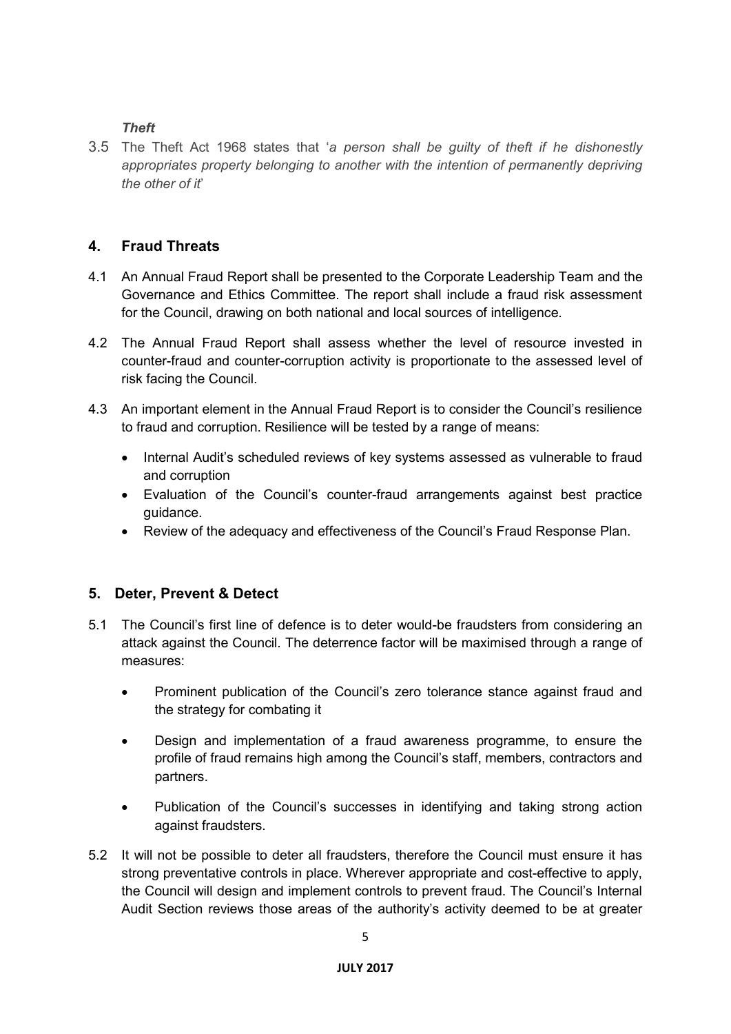### *Theft*

3.5 The Theft Act 1968 states that '*a person shall be guilty of theft if he dishonestly appropriates property belonging to another with the intention of permanently depriving the other of it*'

## 4. Fraud Threats

4.1 An Annual Fraud Report shall be presented to the Corporate Leadership Team and the Governance and Ethics Committee. The report shall include a fraud risk assessment for the Council, drawing on both national and local sources of intelligence.

4.2 The Annual Fraud Report shall assess whether the level of resource invested in counter-fraud and counter-corruption activity is proportionate to the assessed level of risk facing the Council.

4.3 An important element in the Annual Fraud Report is to consider the Council's resilience to fraud and corruption. Resilience will be tested by a range of means:

- Internal Audit's scheduled reviews of key systems assessed as vulnerable to fraud and corruption
- Evaluation of the Council's counter-fraud arrangements against best practice guidance.
- Review of the adequacy and effectiveness of the Council's Fraud Response Plan.

## 5. Deter, Prevent & Detect

5.1 The Council's first line of defence is to deter would-be fraudsters from considering an attack against the Council. The deterrence factor will be maximised through a range of measures:

- Prominent publication of the Council's zero tolerance stance against fraud and the strategy for combating it
- Design and implementation of a fraud awareness programme, to ensure the profile of fraud remains high among the Council's staff, members, contractors and partners.
- Publication of the Council's successes in identifying and taking strong action against fraudsters.

5.2 It will not be possible to deter all fraudsters, therefore the Council must ensure it has strong preventative controls in place. Wherever appropriate and cost-effective to apply, the Council will design and implement controls to prevent fraud. The Council's Internal Audit Section reviews those areas of the authority's activity deemed to be at greater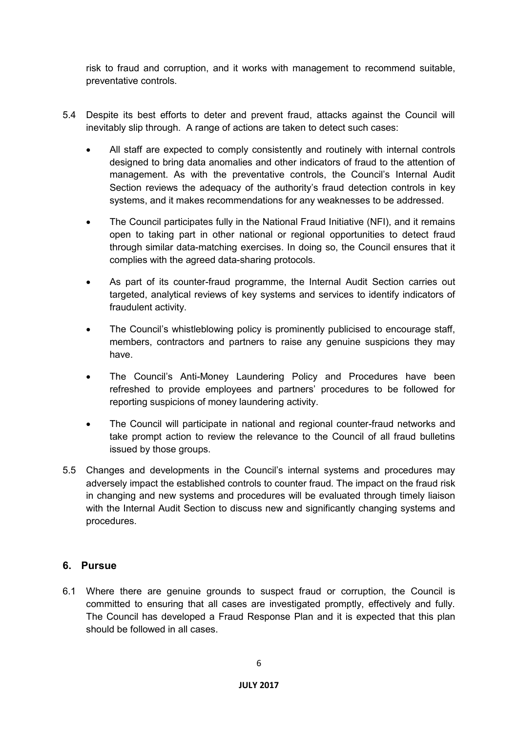risk to fraud and corruption, and it works with management to recommend suitable, preventative controls.

5.4 Despite its best efforts to deter and prevent fraud, attacks against the Council will inevitably slip through. A range of actions are taken to detect such cases:

- All staff are expected to comply consistently and routinely with internal controls designed to bring data anomalies and other indicators of fraud to the attention of management. As with the preventative controls, the Council's Internal Audit Section reviews the adequacy of the authority's fraud detection controls in key systems, and it makes recommendations for any weaknesses to be addressed.
- The Council participates fully in the National Fraud Initiative (NFI), and it remains open to taking part in other national or regional opportunities to detect fraud through similar data-matching exercises. In doing so, the Council ensures that it complies with the agreed data-sharing protocols.
- As part of its counter-fraud programme, the Internal Audit Section carries out targeted, analytical reviews of key systems and services to identify indicators of fraudulent activity.
- The Council's whistleblowing policy is prominently publicised to encourage staff, members, contractors and partners to raise any genuine suspicions they may have.
- The Council's Anti-Money Laundering Policy and Procedures have been refreshed to provide employees and partners' procedures to be followed for reporting suspicions of money laundering activity.
- The Council will participate in national and regional counter-fraud networks and take prompt action to review the relevance to the Council of all fraud bulletins issued by those groups.

5.5 Changes and developments in the Council's internal systems and procedures may adversely impact the established controls to counter fraud. The impact on the fraud risk in changing and new systems and procedures will be evaluated through timely liaison with the Internal Audit Section to discuss new and significantly changing systems and procedures.

## 6. Pursue

6.1 Where there are genuine grounds to suspect fraud or corruption, the Council is committed to ensuring that all cases are investigated promptly, effectively and fully. The Council has developed a Fraud Response Plan and it is expected that this plan should be followed in all cases.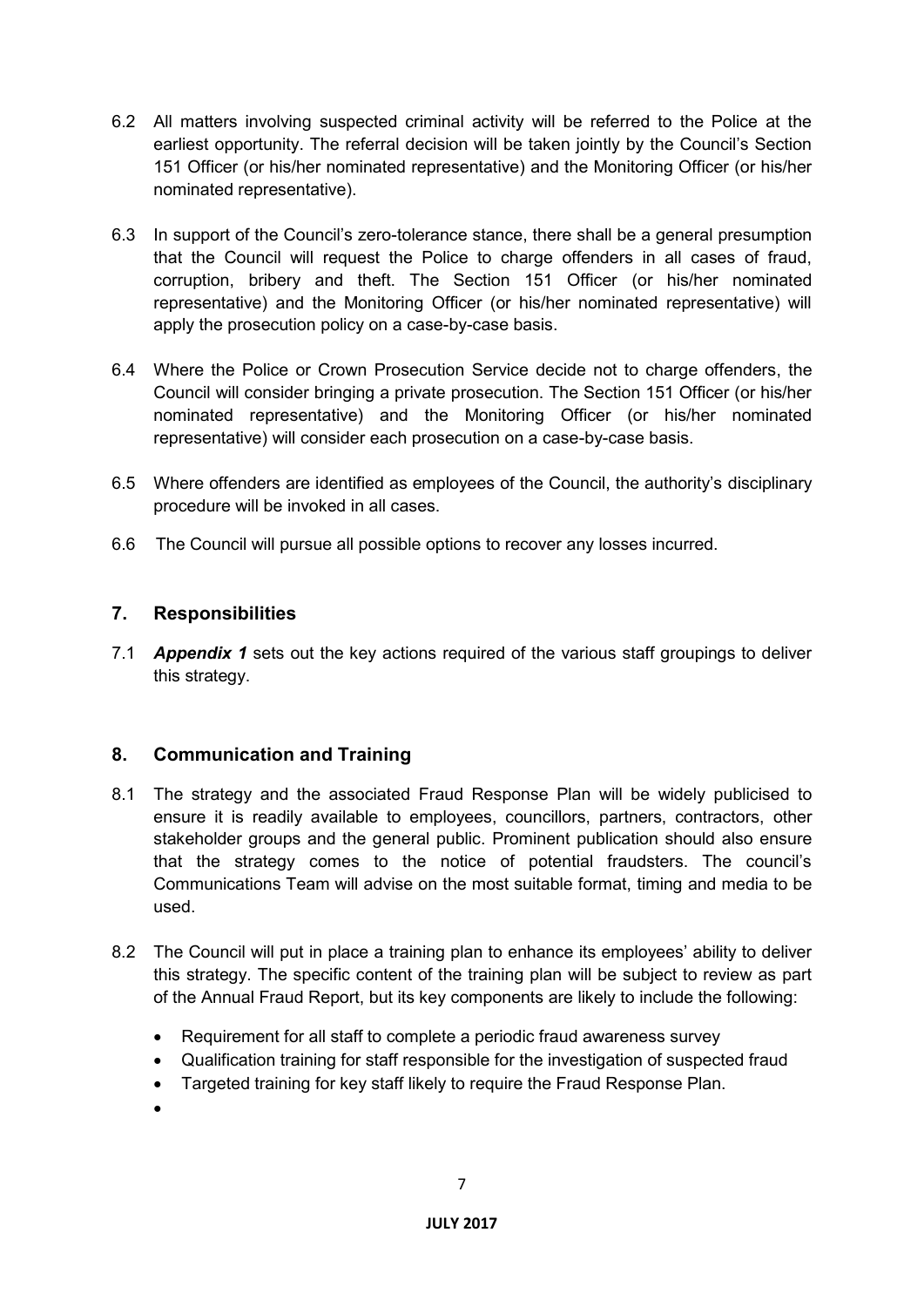6.2 All matters involving suspected criminal activity will be referred to the Police at the earliest opportunity. The referral decision will be taken jointly by the Council's Section 151 Officer (or his/her nominated representative) and the Monitoring Officer (or his/her nominated representative).

6.3 In support of the Council's zero-tolerance stance, there shall be a general presumption that the Council will request the Police to charge offenders in all cases of fraud, corruption, bribery and theft. The Section 151 Officer (or his/her nominated representative) and the Monitoring Officer (or his/her nominated representative) will apply the prosecution policy on a case-by-case basis.

6.4 Where the Police or Crown Prosecution Service decide not to charge offenders, the Council will consider bringing a private prosecution. The Section 151 Officer (or his/her nominated representative) and the Monitoring Officer (or his/her nominated representative) will consider each prosecution on a case-by-case basis.

6.5 Where offenders are identified as employees of the Council, the authority's disciplinary procedure will be invoked in all cases.

6.6 The Council will pursue all possible options to recover any losses incurred.

## 7. Responsibilities

7.1 ***Appendix 1*** sets out the key actions required of the various staff groupings to deliver this strategy.

## 8. Communication and Training

8.1 The strategy and the associated Fraud Response Plan will be widely publicised to ensure it is readily available to employees, councillors, partners, contractors, other stakeholder groups and the general public. Prominent publication should also ensure that the strategy comes to the notice of potential fraudsters. The council's Communications Team will advise on the most suitable format, timing and media to be used.

8.2 The Council will put in place a training plan to enhance its employees' ability to deliver this strategy. The specific content of the training plan will be subject to review as part of the Annual Fraud Report, but its key components are likely to include the following:

- Requirement for all staff to complete a periodic fraud awareness survey
- Qualification training for staff responsible for the investigation of suspected fraud
- Targeted training for key staff likely to require the Fraud Response Plan.
- 

**JULY 2017**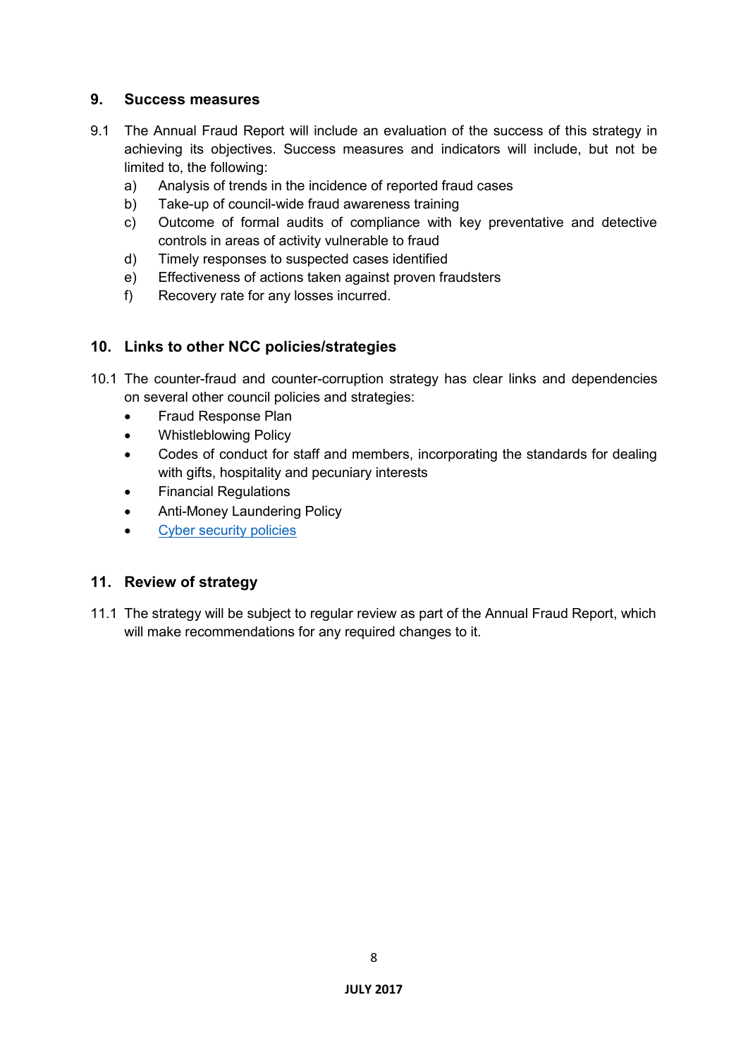## 9. Success measures

9.1 The Annual Fraud Report will include an evaluation of the success of this strategy in achieving its objectives. Success measures and indicators will include, but not be limited to, the following:

a) Analysis of trends in the incidence of reported fraud cases
b) Take-up of council-wide fraud awareness training
c) Outcome of formal audits of compliance with key preventative and detective controls in areas of activity vulnerable to fraud
d) Timely responses to suspected cases identified
e) Effectiveness of actions taken against proven fraudsters
f) Recovery rate for any losses incurred.

## 10. Links to other NCC policies/strategies

10.1 The counter-fraud and counter-corruption strategy has clear links and dependencies on several other council policies and strategies:

- Fraud Response Plan
- Whistleblowing Policy
- Codes of conduct for staff and members, incorporating the standards for dealing with gifts, hospitality and pecuniary interests
- Financial Regulations
- Anti-Money Laundering Policy
- Cyber security policies

## 11. Review of strategy

11.1 The strategy will be subject to regular review as part of the Annual Fraud Report, which will make recommendations for any required changes to it.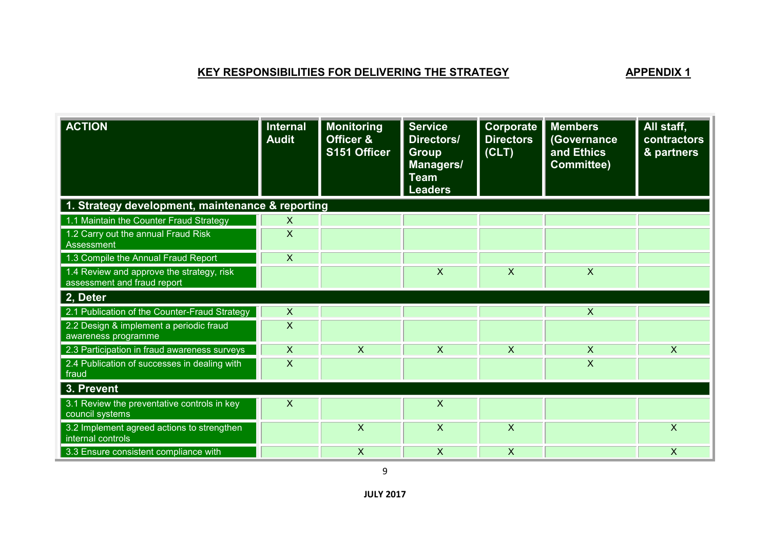**KEY RESPONSIBILITIES FOR DELIVERING THE STRATEGY** **APPENDIX 1**

| ACTION | Internal Audit | Monitoring Officer & S151 Officer | Service Directors/ Group Managers/ Team Leaders | Corporate Directors (CLT) | Members (Governance and Ethics Committee) | All staff, contractors & partners |
|---|---|---|---|---|---|---|
| **1. Strategy development, maintenance & reporting** | | | | | | |
| 1.1 Maintain the Counter Fraud Strategy | X | | | | | |
| 1.2 Carry out the annual Fraud Risk Assessment | X | | | | | |
| 1.3 Compile the Annual Fraud Report | X | | | | | |
| 1.4 Review and approve the strategy, risk assessment and fraud report | | | X | X | X | |
| **2, Deter** | | | | | | |
| 2.1 Publication of the Counter-Fraud Strategy | X | | | | X | |
| 2.2 Design & implement a periodic fraud awareness programme | X | | | | | |
| 2.3 Participation in fraud awareness surveys | X | X | X | X | X | X |
| 2.4 Publication of successes in dealing with fraud | X | | | | X | |
| **3. Prevent** | | | | | | |
| 3.1 Review the preventative controls in key council systems | X | | X | | | |
| 3.2 Implement agreed actions to strengthen internal controls | | X | X | X | | X |
| 3.3 Ensure consistent compliance with | | X | X | X | | X |

JULY 2017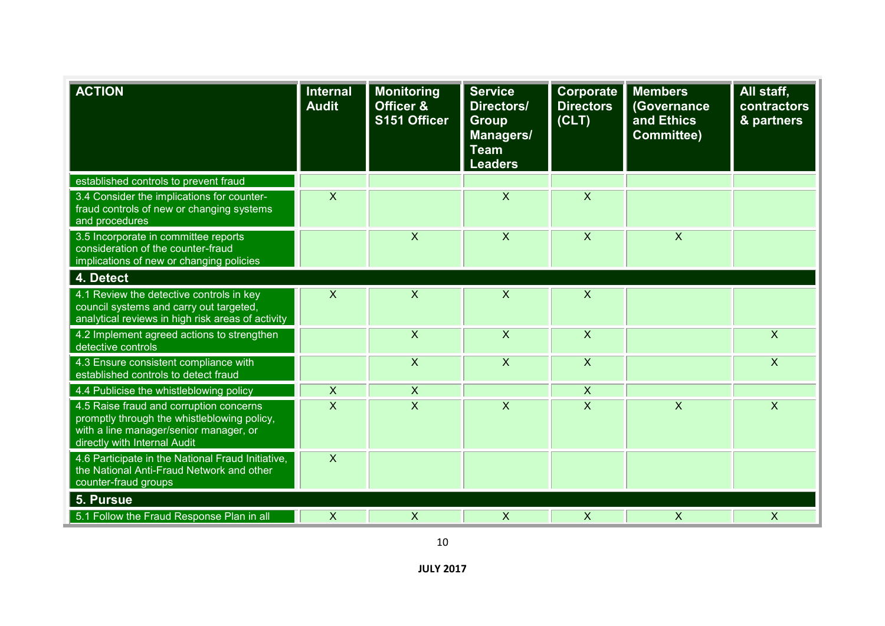| ACTION | Internal Audit | Monitoring Officer & S151 Officer | Service Directors/ Group Managers/ Team Leaders | Corporate Directors (CLT) | Members (Governance and Ethics Committee) | All staff, contractors & partners |
|---|---|---|---|---|---|---|
| established controls to prevent fraud | | | | | | |
| 3.4 Consider the implications for counter-fraud controls of new or changing systems and procedures | X | | X | X | | |
| 3.5 Incorporate in committee reports consideration of the counter-fraud implications of new or changing policies | | X | X | X | X | |
| **4. Detect** | | | | | | |
| 4.1 Review the detective controls in key council systems and carry out targeted, analytical reviews in high risk areas of activity | X | X | X | X | | |
| 4.2 Implement agreed actions to strengthen detective controls | | X | X | X | | X |
| 4.3 Ensure consistent compliance with established controls to detect fraud | | X | X | X | | X |
| 4.4 Publicise the whistleblowing policy | X | X | | X | | |
| 4.5 Raise fraud and corruption concerns promptly through the whistleblowing policy, with a line manager/senior manager, or directly with Internal Audit | X | X | X | X | X | X |
| 4.6 Participate in the National Fraud Initiative, the National Anti-Fraud Network and other counter-fraud groups | X | | | | | |
| **5. Pursue** | | | | | | |
| 5.1 Follow the Fraud Response Plan in all | X | X | X | X | X | X |

**JULY 2017**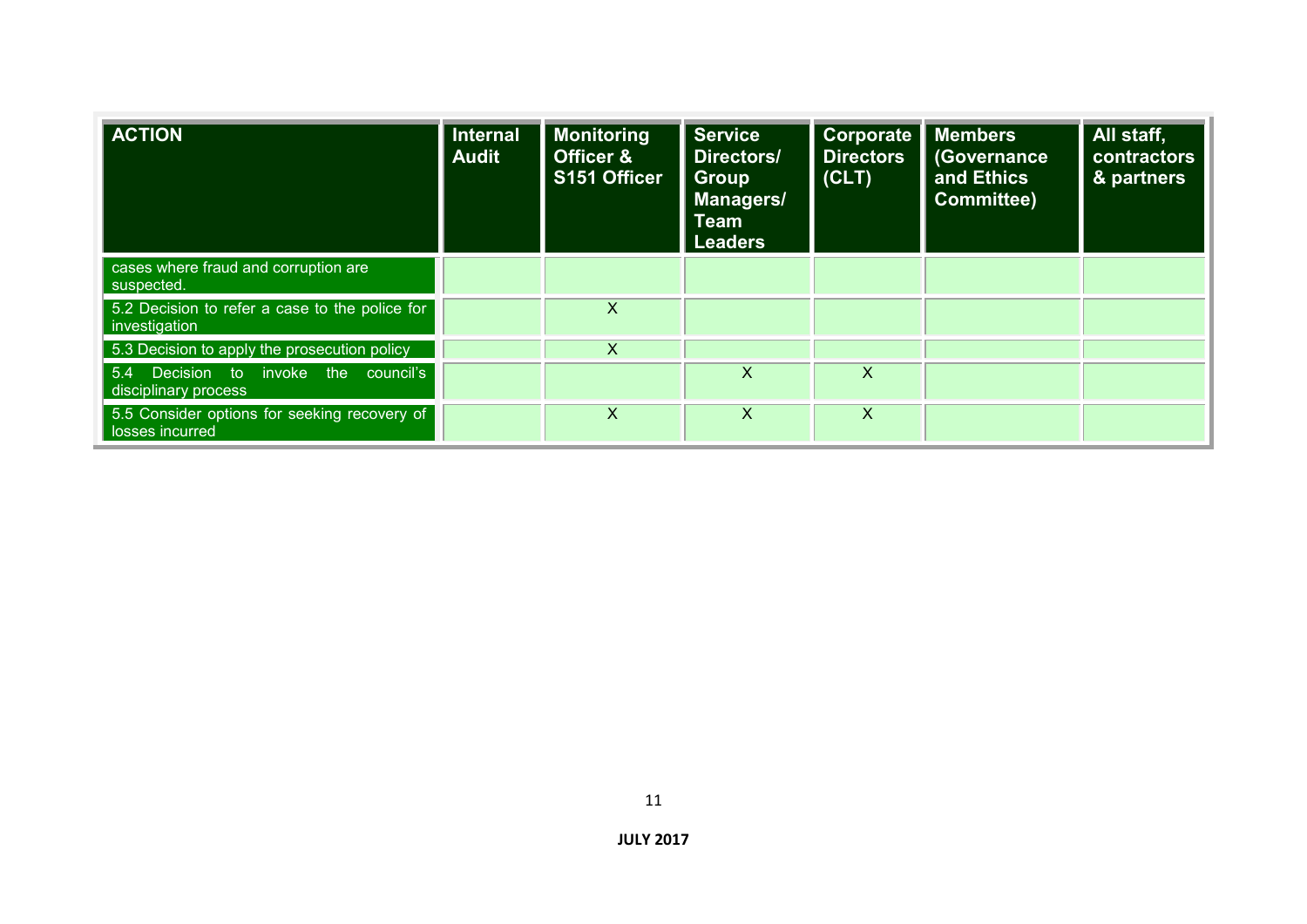| ACTION | Internal Audit | Monitoring Officer & S151 Officer | Service Directors/ Group Managers/ Team Leaders | Corporate Directors (CLT) | Members (Governance and Ethics Committee) | All staff, contractors & partners |
|---|---|---|---|---|---|---|
| cases where fraud and corruption are suspected. | | | | | | |
| 5.2 Decision to refer a case to the police for investigation | | X | | | | |
| 5.3 Decision to apply the prosecution policy | | X | | | | |
| 5.4 Decision to invoke the council's disciplinary process | | | X | X | | |
| 5.5 Consider options for seeking recovery of losses incurred | | X | X | X | | |

**JULY 2017**